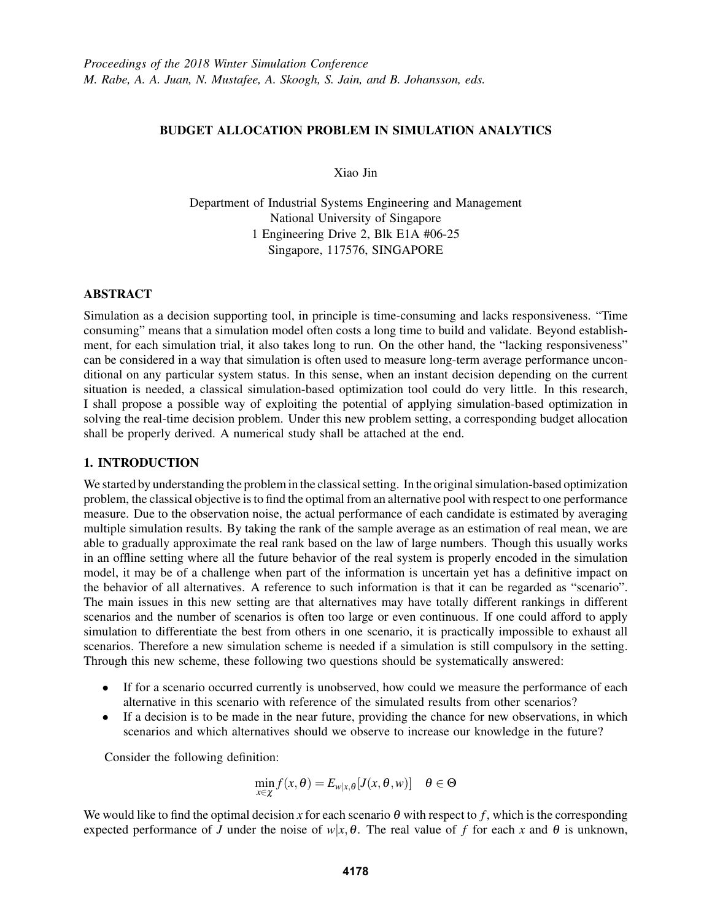# BUDGET ALLOCATION PROBLEM IN SIMULATION ANALYTICS

Xiao Jin

Department of Industrial Systems Engineering and Management
National University of Singapore
1 Engineering Drive 2, Blk E1A #06-25
Singapore, 117576, SINGAPORE

## ABSTRACT

Simulation as a decision supporting tool, in principle is time-consuming and lacks responsiveness. "Time consuming" means that a simulation model often costs a long time to build and validate. Beyond establishment, for each simulation trial, it also takes long to run. On the other hand, the "lacking responsiveness" can be considered in a way that simulation is often used to measure long-term average performance unconditional on any particular system status. In this sense, when an instant decision depending on the current situation is needed, a classical simulation-based optimization tool could do very little. In this research, I shall propose a possible way of exploiting the potential of applying simulation-based optimization in solving the real-time decision problem. Under this new problem setting, a corresponding budget allocation shall be properly derived. A numerical study shall be attached at the end.

## 1. INTRODUCTION

We started by understanding the problem in the classical setting. In the original simulation-based optimization problem, the classical objective is to find the optimal from an alternative pool with respect to one performance measure. Due to the observation noise, the actual performance of each candidate is estimated by averaging multiple simulation results. By taking the rank of the sample average as an estimation of real mean, we are able to gradually approximate the real rank based on the law of large numbers. Though this usually works in an offline setting where all the future behavior of the real system is properly encoded in the simulation model, it may be of a challenge when part of the information is uncertain yet has a definitive impact on the behavior of all alternatives. A reference to such information is that it can be regarded as "scenario". The main issues in this new setting are that alternatives may have totally different rankings in different scenarios and the number of scenarios is often too large or even continuous. If one could afford to apply simulation to differentiate the best from others in one scenario, it is practically impossible to exhaust all scenarios. Therefore a new simulation scheme is needed if a simulation is still compulsory in the setting. Through this new scheme, these following two questions should be systematically answered:

- If for a scenario occurred currently is unobserved, how could we measure the performance of each alternative in this scenario with reference of the simulated results from other scenarios?
- If a decision is to be made in the near future, providing the chance for new observations, in which scenarios and which alternatives should we observe to increase our knowledge in the future?

Consider the following definition:

$$\min_{x \in \chi} f(x,\theta) = E_{w|x,\theta}[J(x,\theta,w)] \quad \theta \in \Theta$$

We would like to find the optimal decision $x$ for each scenario $\theta$ with respect to $f$, which is the corresponding expected performance of $J$ under the noise of $w|x,\theta$. The real value of $f$ for each $x$ and $\theta$ is unknown,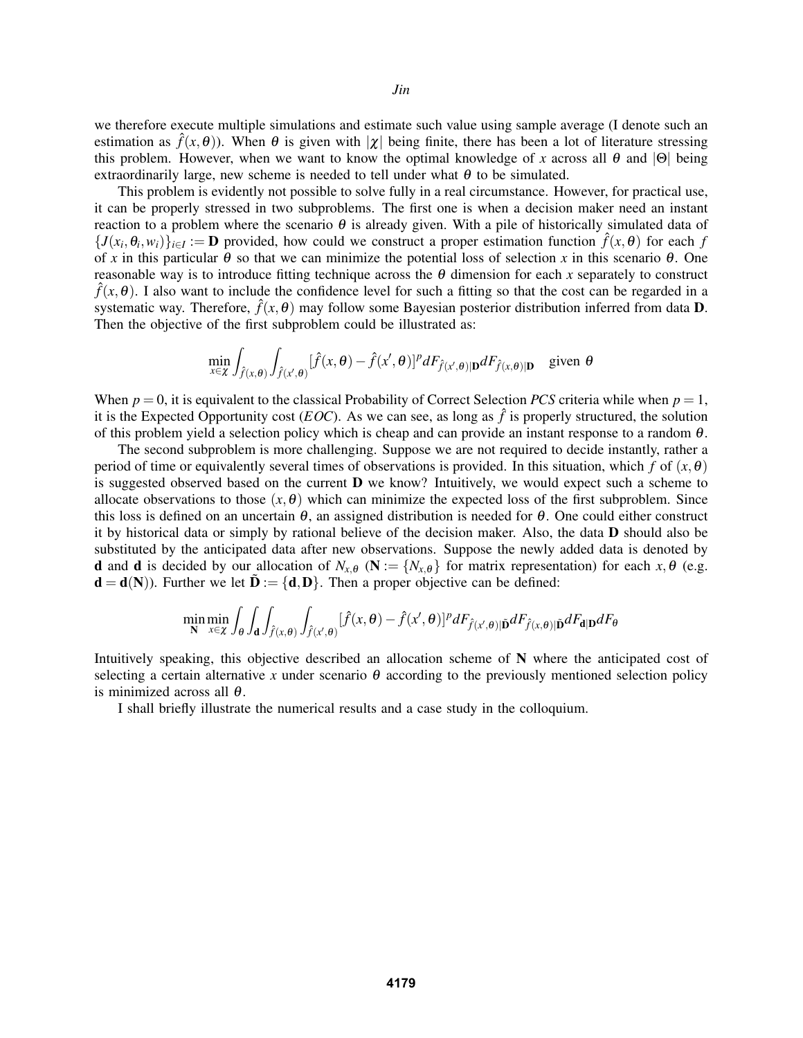we therefore execute multiple simulations and estimate such value using sample average (I denote such an estimation as $\hat{f}(x,\theta)$). When $\theta$ is given with $|\chi|$ being finite, there has been a lot of literature stressing this problem. However, when we want to know the optimal knowledge of $x$ across all $\theta$ and $|\Theta|$ being extraordinarily large, new scheme is needed to tell under what $\theta$ to be simulated.

This problem is evidently not possible to solve fully in a real circumstance. However, for practical use, it can be properly stressed in two subproblems. The first one is when a decision maker need an instant reaction to a problem where the scenario $\theta$ is already given. With a pile of historically simulated data of $\{J(x_i,\theta_i,w_i)\}_{i\in I} := \mathbf{D}$ provided, how could we construct a proper estimation function $\hat{f}(x,\theta)$ for each $f$ of $x$ in this particular $\theta$ so that we can minimize the potential loss of selection $x$ in this scenario $\theta$. One reasonable way is to introduce fitting technique across the $\theta$ dimension for each $x$ separately to construct $\hat{f}(x,\theta)$. I also want to include the confidence level for such a fitting so that the cost can be regarded in a systematic way. Therefore, $\hat{f}(x,\theta)$ may follow some Bayesian posterior distribution inferred from data $\mathbf{D}$. Then the objective of the first subproblem could be illustrated as:

$$\min_{x\in\chi} \int_{\hat{f}(x,\theta)} \int_{\hat{f}(x',\theta)} [\hat{f}(x,\theta) - \hat{f}(x',\theta)]^p dF_{\hat{f}(x',\theta)|\mathbf{D}} dF_{\hat{f}(x,\theta)|\mathbf{D}} \quad \text{given } \theta$$

When $p = 0$, it is equivalent to the classical Probability of Correct Selection *PCS* criteria while when $p = 1$, it is the Expected Opportunity cost (*EOC*). As we can see, as long as $\hat{f}$ is properly structured, the solution of this problem yield a selection policy which is cheap and can provide an instant response to a random $\theta$.

The second subproblem is more challenging. Suppose we are not required to decide instantly, rather a period of time or equivalently several times of observations is provided. In this situation, which $f$ of $(x,\theta)$ is suggested observed based on the current $\mathbf{D}$ we know? Intuitively, we would expect such a scheme to allocate observations to those $(x,\theta)$ which can minimize the expected loss of the first subproblem. Since this loss is defined on an uncertain $\theta$, an assigned distribution is needed for $\theta$. One could either construct it by historical data or simply by rational believe of the decision maker. Also, the data $\mathbf{D}$ should also be substituted by the anticipated data after new observations. Suppose the newly added data is denoted by $\mathbf{d}$ and $\mathbf{d}$ is decided by our allocation of $N_{x,\theta}$ ($\mathbf{N} := \{N_{x,\theta}\}$ for matrix representation) for each $x,\theta$ (e.g. $\mathbf{d} = \mathbf{d}(\mathbf{N})$). Further we let $\tilde{\mathbf{D}} := \{\mathbf{d},\mathbf{D}\}$. Then a proper objective can be defined:

$$\min_{\mathbf{N}} \min_{x\in\chi} \int_{\theta} \int_{\mathbf{d}} \int_{\hat{f}(x,\theta)} \int_{\hat{f}(x',\theta)} [\hat{f}(x,\theta) - \hat{f}(x',\theta)]^p dF_{\hat{f}(x',\theta)|\tilde{\mathbf{D}}} dF_{\hat{f}(x,\theta)|\tilde{\mathbf{D}}} dF_{\mathbf{d}|\mathbf{D}} dF_{\theta}$$

Intuitively speaking, this objective described an allocation scheme of $\mathbf{N}$ where the anticipated cost of selecting a certain alternative $x$ under scenario $\theta$ according to the previously mentioned selection policy is minimized across all $\theta$.

I shall briefly illustrate the numerical results and a case study in the colloquium.